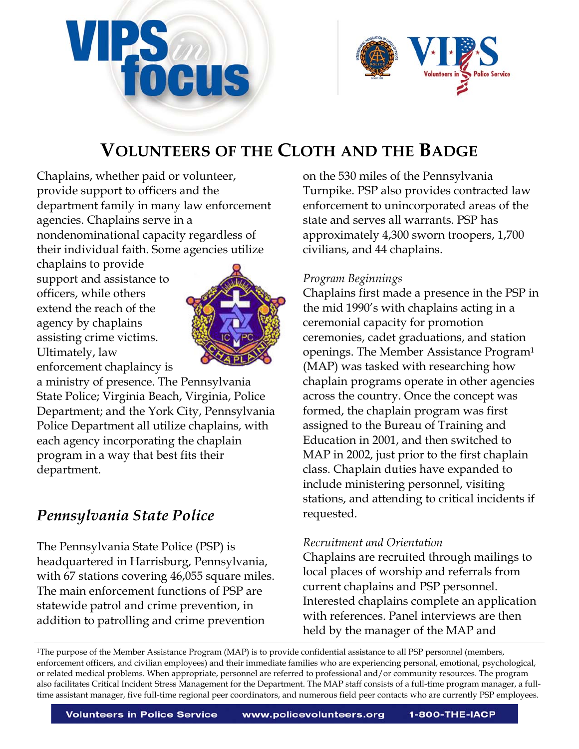# VOLUNTEERS OF THE CLOTH AND THE BADGE

Chaplains, whether paid or volunteer, provide support to officers and the department family in many law enforcement agencies. Chaplains serve in a nondenominational capacity regardless of their individual faith. Some agencies utilize chaplains to provide support and assistance to officers, while others extend the reach of the agency by chaplains assisting crime victims. Ultimately, law enforcement chaplaincy is a ministry of presence. The Pennsylvania State Police; Virginia Beach, Virginia, Police Department; and the York City, Pennsylvania Police Department all utilize chaplains, with each agency incorporating the chaplain program in a way that best fits their department.

## *Pennsylvania State Police*

The Pennsylvania State Police (PSP) is headquartered in Harrisburg, Pennsylvania, with 67 stations covering 46,055 square miles. The main enforcement functions of PSP are statewide patrol and crime prevention, in addition to patrolling and crime prevention on the 530 miles of the Pennsylvania Turnpike. PSP also provides contracted law enforcement to unincorporated areas of the state and serves all warrants. PSP has approximately 4,300 sworn troopers, 1,700 civilians, and 44 chaplains.

*Program Beginnings*

Chaplains first made a presence in the PSP in the mid 1990's with chaplains acting in a ceremonial capacity for promotion ceremonies, cadet graduations, and station openings. The Member Assistance Program[1] (MAP) was tasked with researching how chaplain programs operate in other agencies across the country. Once the concept was formed, the chaplain program was first assigned to the Bureau of Training and Education in 2001, and then switched to MAP in 2002, just prior to the first chaplain class. Chaplain duties have expanded to include ministering personnel, visiting stations, and attending to critical incidents if requested.

*Recruitment and Orientation*

Chaplains are recruited through mailings to local places of worship and referrals from current chaplains and PSP personnel. Interested chaplains complete an application with references. Panel interviews are then held by the manager of the MAP and

---

[1]The purpose of the Member Assistance Program (MAP) is to provide confidential assistance to all PSP personnel (members, enforcement officers, and civilian employees) and their immediate families who are experiencing personal, emotional, psychological, or related medical problems. When appropriate, personnel are referred to professional and/or community resources. The program also facilitates Critical Incident Stress Management for the Department. The MAP staff consists of a full-time program manager, a full-time assistant manager, five full-time regional peer coordinators, and numerous field peer contacts who are currently PSP employees.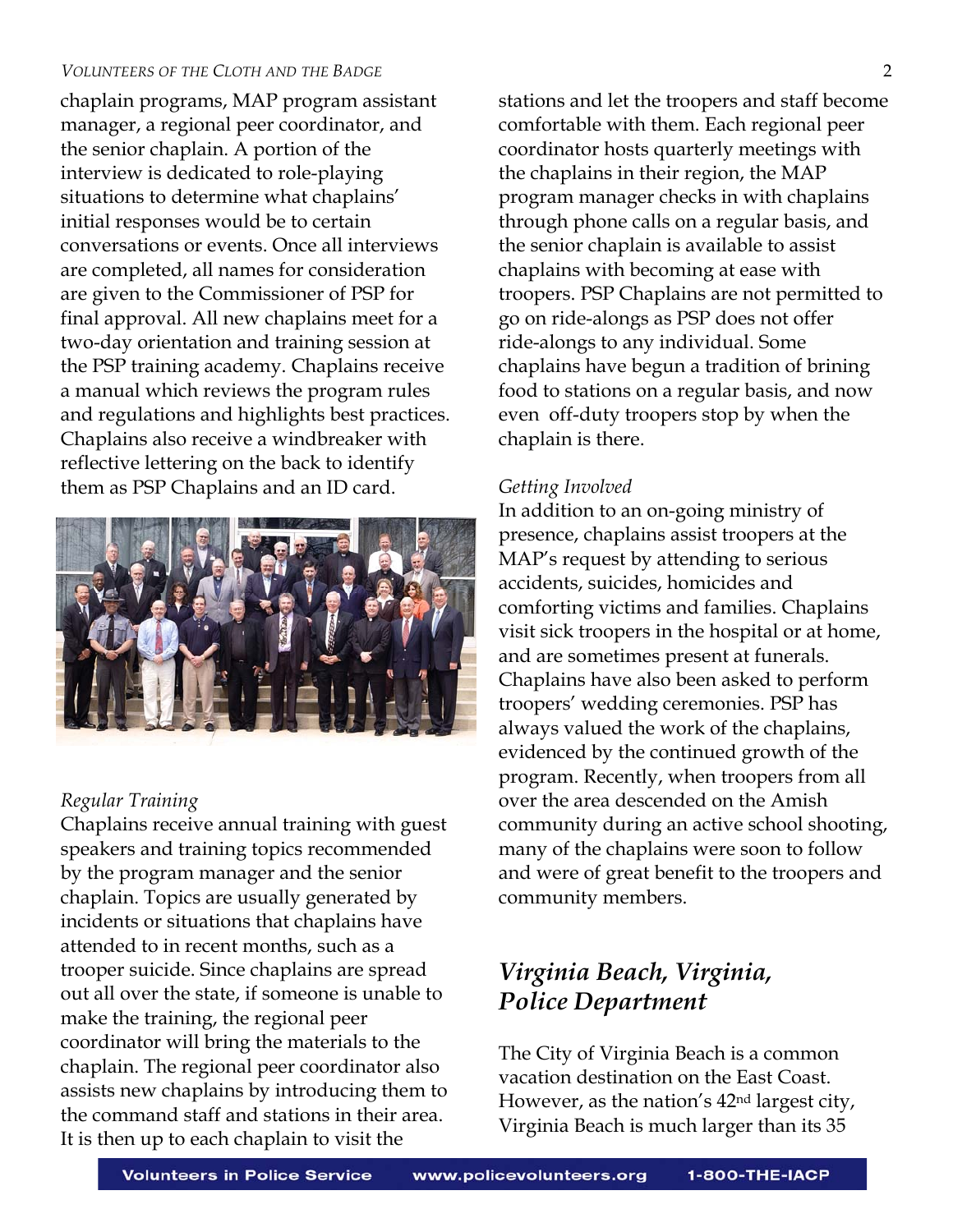chaplain programs, MAP program assistant manager, a regional peer coordinator, and the senior chaplain. A portion of the interview is dedicated to role-playing situations to determine what chaplains' initial responses would be to certain conversations or events. Once all interviews are completed, all names for consideration are given to the Commissioner of PSP for final approval. All new chaplains meet for a two-day orientation and training session at the PSP training academy. Chaplains receive a manual which reviews the program rules and regulations and highlights best practices. Chaplains also receive a windbreaker with reflective lettering on the back to identify them as PSP Chaplains and an ID card.

*Regular Training*

Chaplains receive annual training with guest speakers and training topics recommended by the program manager and the senior chaplain. Topics are usually generated by incidents or situations that chaplains have attended to in recent months, such as a trooper suicide. Since chaplains are spread out all over the state, if someone is unable to make the training, the regional peer coordinator will bring the materials to the chaplain. The regional peer coordinator also assists new chaplains by introducing them to the command staff and stations in their area. It is then up to each chaplain to visit the stations and let the troopers and staff become comfortable with them. Each regional peer coordinator hosts quarterly meetings with the chaplains in their region, the MAP program manager checks in with chaplains through phone calls on a regular basis, and the senior chaplain is available to assist chaplains with becoming at ease with troopers. PSP Chaplains are not permitted to go on ride-alongs as PSP does not offer ride-alongs to any individual. Some chaplains have begun a tradition of brining food to stations on a regular basis, and now even off-duty troopers stop by when the chaplain is there.

*Getting Involved*

In addition to an on-going ministry of presence, chaplains assist troopers at the MAP's request by attending to serious accidents, suicides, homicides and comforting victims and families. Chaplains visit sick troopers in the hospital or at home, and are sometimes present at funerals. Chaplains have also been asked to perform troopers' wedding ceremonies. PSP has always valued the work of the chaplains, evidenced by the continued growth of the program. Recently, when troopers from all over the area descended on the Amish community during an active school shooting, many of the chaplains were soon to follow and were of great benefit to the troopers and community members.

## *Virginia Beach, Virginia, Police Department*

The City of Virginia Beach is a common vacation destination on the East Coast. However, as the nation's 42nd largest city, Virginia Beach is much larger than its 35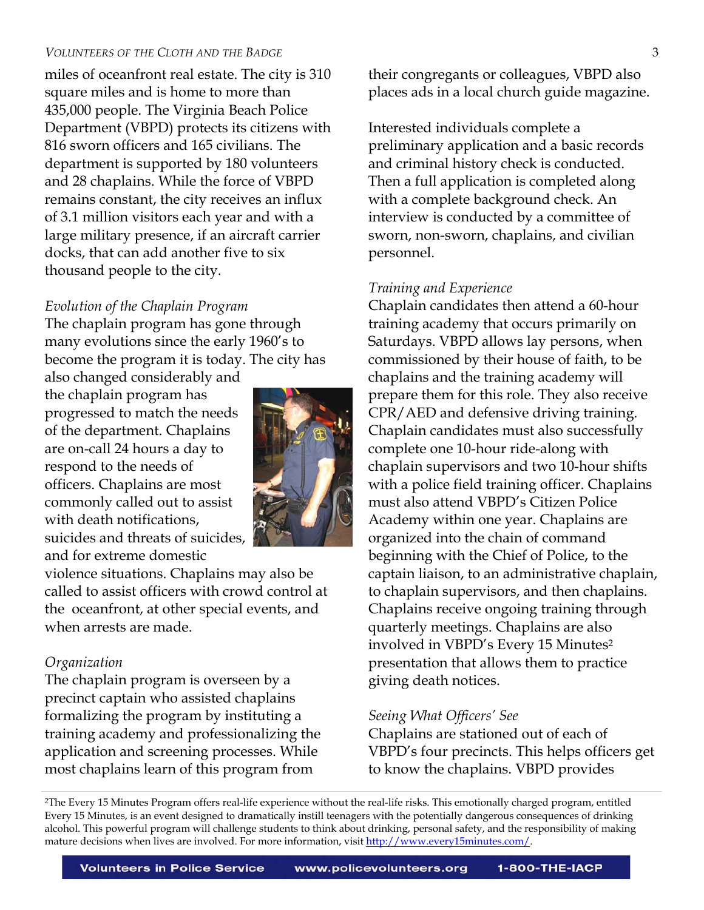miles of oceanfront real estate. The city is 310 square miles and is home to more than 435,000 people. The Virginia Beach Police Department (VBPD) protects its citizens with 816 sworn officers and 165 civilians. The department is supported by 180 volunteers and 28 chaplains. While the force of VBPD remains constant, the city receives an influx of 3.1 million visitors each year and with a large military presence, if an aircraft carrier docks, that can add another five to six thousand people to the city.

*Evolution of the Chaplain Program*

The chaplain program has gone through many evolutions since the early 1960's to become the program it is today. The city has also changed considerably and the chaplain program has progressed to match the needs of the department. Chaplains are on-call 24 hours a day to respond to the needs of officers. Chaplains are most commonly called out to assist with death notifications, suicides and threats of suicides, and for extreme domestic violence situations. Chaplains may also be called to assist officers with crowd control at the oceanfront, at other special events, and when arrests are made.

*Organization*

The chaplain program is overseen by a precinct captain who assisted chaplains formalizing the program by instituting a training academy and professionalizing the application and screening processes. While most chaplains learn of this program from their congregants or colleagues, VBPD also places ads in a local church guide magazine.

Interested individuals complete a preliminary application and a basic records and criminal history check is conducted. Then a full application is completed along with a complete background check. An interview is conducted by a committee of sworn, non-sworn, chaplains, and civilian personnel.

*Training and Experience*

Chaplain candidates then attend a 60-hour training academy that occurs primarily on Saturdays. VBPD allows lay persons, when commissioned by their house of faith, to be chaplains and the training academy will prepare them for this role. They also receive CPR/AED and defensive driving training. Chaplain candidates must also successfully complete one 10-hour ride-along with chaplain supervisors and two 10-hour shifts with a police field training officer. Chaplains must also attend VBPD's Citizen Police Academy within one year. Chaplains are organized into the chain of command beginning with the Chief of Police, to the captain liaison, to an administrative chaplain, to chaplain supervisors, and then chaplains. Chaplains receive ongoing training through quarterly meetings. Chaplains are also involved in VBPD's Every 15 Minutes[2] presentation that allows them to practice giving death notices.

*Seeing What Officers' See*

Chaplains are stationed out of each of VBPD's four precincts. This helps officers get to know the chaplains. VBPD provides

---

[2]The Every 15 Minutes Program offers real-life experience without the real-life risks. This emotionally charged program, entitled Every 15 Minutes, is an event designed to dramatically instill teenagers with the potentially dangerous consequences of drinking alcohol. This powerful program will challenge students to think about drinking, personal safety, and the responsibility of making mature decisions when lives are involved. For more information, visit http://www.every15minutes.com/.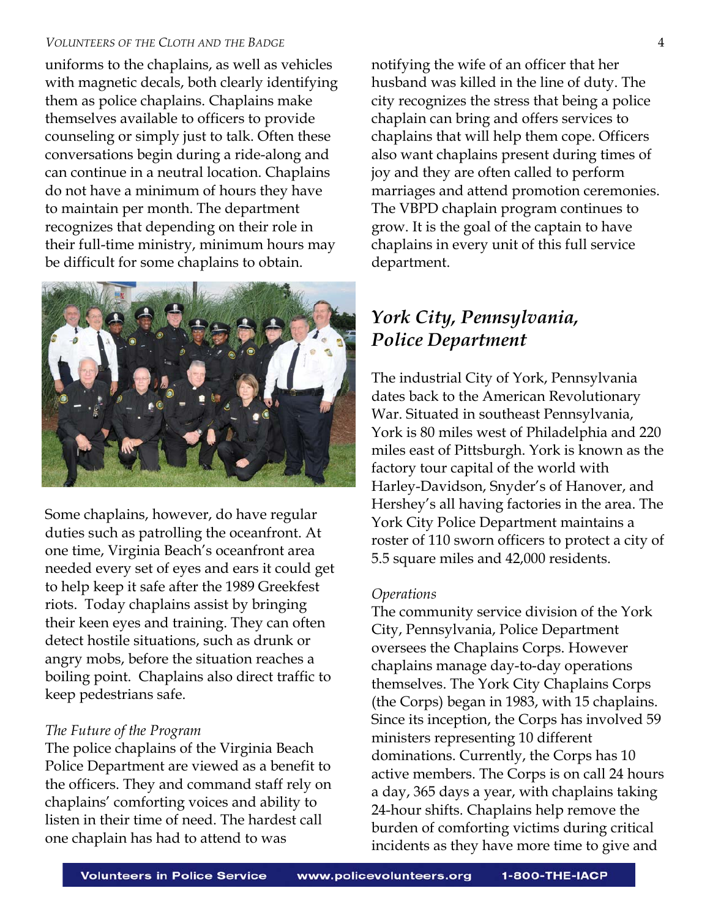uniforms to the chaplains, as well as vehicles with magnetic decals, both clearly identifying them as police chaplains. Chaplains make themselves available to officers to provide counseling or simply just to talk. Often these conversations begin during a ride-along and can continue in a neutral location. Chaplains do not have a minimum of hours they have to maintain per month. The department recognizes that depending on their role in their full-time ministry, minimum hours may be difficult for some chaplains to obtain.

Some chaplains, however, do have regular duties such as patrolling the oceanfront. At one time, Virginia Beach's oceanfront area needed every set of eyes and ears it could get to help keep it safe after the 1989 Greekfest riots. Today chaplains assist by bringing their keen eyes and training. They can often detect hostile situations, such as drunk or angry mobs, before the situation reaches a boiling point. Chaplains also direct traffic to keep pedestrians safe.

*The Future of the Program*

The police chaplains of the Virginia Beach Police Department are viewed as a benefit to the officers. They and command staff rely on chaplains' comforting voices and ability to listen in their time of need. The hardest call one chaplain has had to attend to was notifying the wife of an officer that her husband was killed in the line of duty. The city recognizes the stress that being a police chaplain can bring and offers services to chaplains that will help them cope. Officers also want chaplains present during times of joy and they are often called to perform marriages and attend promotion ceremonies. The VBPD chaplain program continues to grow. It is the goal of the captain to have chaplains in every unit of this full service department.

## *York City, Pennsylvania, Police Department*

The industrial City of York, Pennsylvania dates back to the American Revolutionary War. Situated in southeast Pennsylvania, York is 80 miles west of Philadelphia and 220 miles east of Pittsburgh. York is known as the factory tour capital of the world with Harley-Davidson, Snyder's of Hanover, and Hershey's all having factories in the area. The York City Police Department maintains a roster of 110 sworn officers to protect a city of 5.5 square miles and 42,000 residents.

*Operations*

The community service division of the York City, Pennsylvania, Police Department oversees the Chaplains Corps. However chaplains manage day-to-day operations themselves. The York City Chaplains Corps (the Corps) began in 1983, with 15 chaplains. Since its inception, the Corps has involved 59 ministers representing 10 different dominations. Currently, the Corps has 10 active members. The Corps is on call 24 hours a day, 365 days a year, with chaplains taking 24-hour shifts. Chaplains help remove the burden of comforting victims during critical incidents as they have more time to give and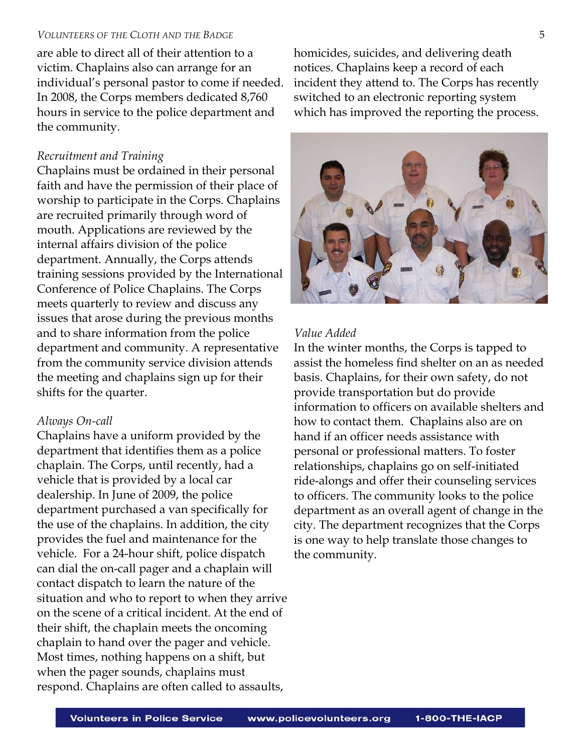are able to direct all of their attention to a victim. Chaplains also can arrange for an individual's personal pastor to come if needed. In 2008, the Corps members dedicated 8,760 hours in service to the police department and the community.

*Recruitment and Training*

Chaplains must be ordained in their personal faith and have the permission of their place of worship to participate in the Corps. Chaplains are recruited primarily through word of mouth. Applications are reviewed by the internal affairs division of the police department. Annually, the Corps attends training sessions provided by the International Conference of Police Chaplains. The Corps meets quarterly to review and discuss any issues that arose during the previous months and to share information from the police department and community. A representative from the community service division attends the meeting and chaplains sign up for their shifts for the quarter.

*Always On-call*

Chaplains have a uniform provided by the department that identifies them as a police chaplain. The Corps, until recently, had a vehicle that is provided by a local car dealership. In June of 2009, the police department purchased a van specifically for the use of the chaplains. In addition, the city provides the fuel and maintenance for the vehicle. For a 24-hour shift, police dispatch can dial the on-call pager and a chaplain will contact dispatch to learn the nature of the situation and who to report to when they arrive on the scene of a critical incident. At the end of their shift, the chaplain meets the oncoming chaplain to hand over the pager and vehicle. Most times, nothing happens on a shift, but when the pager sounds, chaplains must respond. Chaplains are often called to assaults, homicides, suicides, and delivering death notices. Chaplains keep a record of each incident they attend to. The Corps has recently switched to an electronic reporting system which has improved the reporting the process.

*Value Added*

In the winter months, the Corps is tapped to assist the homeless find shelter on an as needed basis. Chaplains, for their own safety, do not provide transportation but do provide information to officers on available shelters and how to contact them. Chaplains also are on hand if an officer needs assistance with personal or professional matters. To foster relationships, chaplains go on self-initiated ride-alongs and offer their counseling services to officers. The community looks to the police department as an overall agent of change in the city. The department recognizes that the Corps is one way to help translate those changes to the community.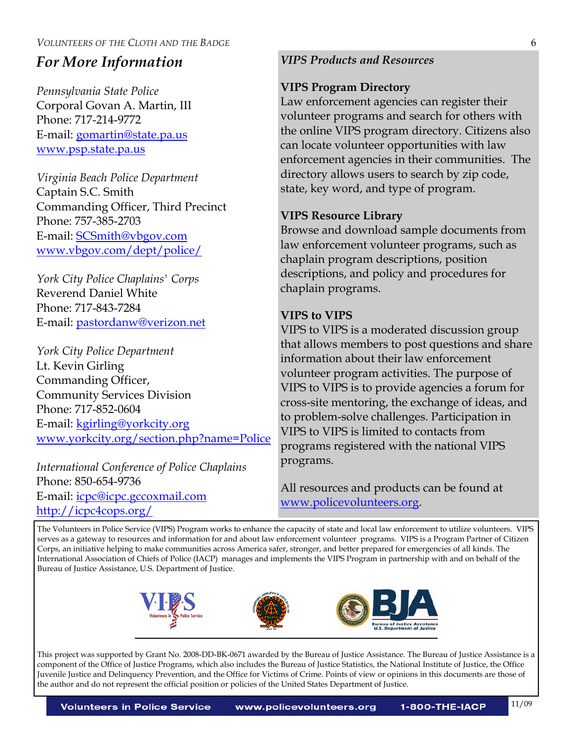## For More Information

*Pennsylvania State Police*
Corporal Govan A. Martin, III
Phone: 717-214-9772
E-mail: gomartin@state.pa.us
www.psp.state.pa.us

*Virginia Beach Police Department*
Captain S.C. Smith
Commanding Officer, Third Precinct
Phone: 757-385-2703
E-mail: SCSmith@vbgov.com
www.vbgov.com/dept/police/

*York City Police Chaplains' Corps*
Reverend Daniel White
Phone: 717-843-7284
E-mail: pastordanw@verizon.net

*York City Police Department*
Lt. Kevin Girling
Commanding Officer,
Community Services Division
Phone: 717-852-0604
E-mail: kgirling@yorkcity.org
www.yorkcity.org/section.php?name=Police

*International Conference of Police Chaplains*
Phone: 850-654-9736
E-mail: icpc@icpc.gccoxmail.com
http://icpc4cops.org/

### *VIPS Products and Resources*

**VIPS Program Directory**
Law enforcement agencies can register their volunteer programs and search for others with the online VIPS program directory. Citizens also can locate volunteer opportunities with law enforcement agencies in their communities. The directory allows users to search by zip code, state, key word, and type of program.

**VIPS Resource Library**
Browse and download sample documents from law enforcement volunteer programs, such as chaplain program descriptions, position descriptions, and policy and procedures for chaplain programs.

**VIPS to VIPS**
VIPS to VIPS is a moderated discussion group that allows members to post questions and share information about their law enforcement volunteer program activities. The purpose of VIPS to VIPS is to provide agencies a forum for cross-site mentoring, the exchange of ideas, and to problem-solve challenges. Participation in VIPS to VIPS is limited to contacts from programs registered with the national VIPS programs.

All resources and products can be found at www.policevolunteers.org.

The Volunteers in Police Service (VIPS) Program works to enhance the capacity of state and local law enforcement to utilize volunteers. VIPS serves as a gateway to resources and information for and about law enforcement volunteer programs. VIPS is a Program Partner of Citizen Corps, an initiative helping to make communities across America safer, stronger, and better prepared for emergencies of all kinds. The International Association of Chiefs of Police (IACP) manages and implements the VIPS Program in partnership with and on behalf of the Bureau of Justice Assistance, U.S. Department of Justice.

This project was supported by Grant No. 2008-DD-BK-0671 awarded by the Bureau of Justice Assistance. The Bureau of Justice Assistance is a component of the Office of Justice Programs, which also includes the Bureau of Justice Statistics, the National Institute of Justice, the Office Juvenile Justice and Delinquency Prevention, and the Office for Victims of Crime. Points of view or opinions in this documents are those of the author and do not represent the official position or policies of the United States Department of Justice.

Volunteers in Police Service www.policevolunteers.org 1-800-THE-IACP

11/09